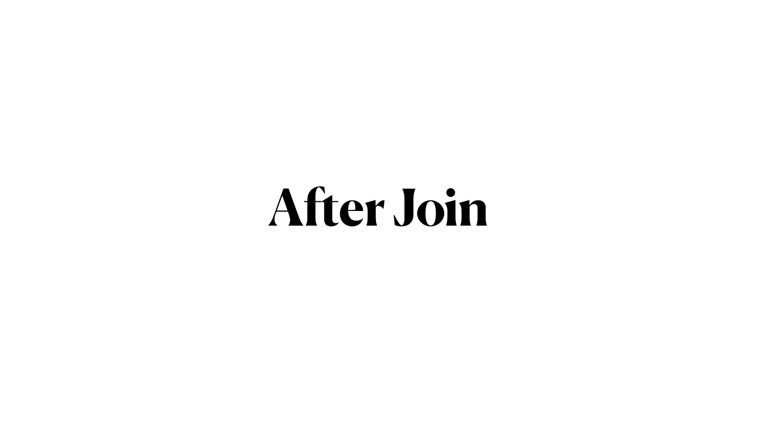# After Join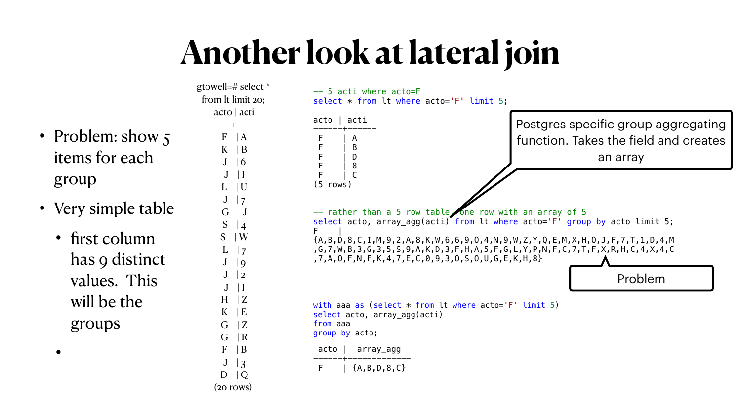# Another look at lateral join

- Problem: show 5 items for each group
- Very simple table
  - first column has 9 distinct values. This will be the groups
-

```
gtowell=# select *
from lt limit 20;
 acto | acti
------+------
 F    | A
 K    | B
 J    | 6
 J    | I
 L    | U
 J    | 7
 G    | J
 S    | 4
 S    | W
 L    | 7
 J    | 9
 J    | 2
 J    | I
 H    | Z
 K    | E
 G    | Z
 G    | R
 F    | B
 J    | 3
 D    | Q
(20 rows)
```

```
-- 5 acti where acto=F
select * from lt where acto='F' limit 5;

acto | acti
------+------
 F    | A
 F    | B
 F    | D
 F    | 8
 F    | C
(5 rows)
```

Postgres specific group aggregating function. Takes the field and creates an array

```
-- rather than a 5 row table, one row with an array of 5
select acto, array_agg(acti) from lt where acto='F' group by acto limit 5;
F    |
{A,B,D,8,C,I,M,9,2,A,8,K,W,6,6,9,O,4,N,9,W,Z,Y,Q,E,M,X,H,O,J,F,7,T,1,D,4,M
,G,7,W,B,3,G,3,5,S,9,A,K,D,3,F,H,A,5,F,G,L,Y,P,N,F,C,7,T,F,X,R,H,C,4,X,4,C
,7,A,O,F,N,F,K,4,7,E,C,0,9,3,O,S,O,U,G,E,K,H,8}
```

Problem

```
with aaa as (select * from lt where acto='F' limit 5)
select acto, array_agg(acti)
from aaa
group by acto;

 acto |  array_agg
------+-------------
 F    | {A,B,D,8,C}
```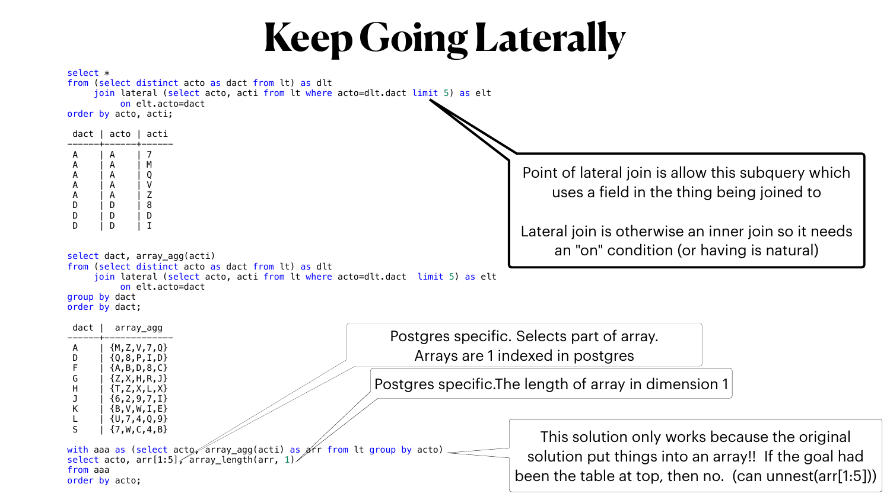# Keep Going Laterally

```
select *
from (select distinct acto as dact from lt) as dlt
     join lateral (select acto, acti from lt where acto=dlt.dact limit 5) as elt
          on elt.acto=dact
order by acto, acti;

 dact | acto | acti
------+------+------
 A    | A    | 7
 A    | A    | M
 A    | A    | Q
 A    | A    | V
 A    | A    | Z
 D    | D    | 8
 D    | D    | D
 D    | D    | I
```

Point of lateral join is allow this subquery which uses a field in the thing being joined to

Lateral join is otherwise an inner join so it needs an "on" condition (or having is natural)

```
select dact, array_agg(acti)
from (select distinct acto as dact from lt) as dlt
     join lateral (select acto, acti from lt where acto=dlt.dact  limit 5) as elt
          on elt.acto=dact
group by dact
order by dact;

 dact |  array_agg
------+-------------
 A    | {M,Z,V,7,Q}
 D    | {Q,8,P,I,D}
 F    | {A,B,D,8,C}
 G    | {Z,X,H,R,J}
 H    | {T,Z,X,L,X}
 J    | {6,2,9,7,I}
 K    | {B,V,W,I,E}
 L    | {U,7,4,Q,9}
 S    | {7,W,C,4,B}
```

```
with aaa as (select acto, array_agg(acti) as arr from lt group by acto)
select acto, arr[1:5], array_length(arr, 1)
from aaa
order by acto;
```

Postgres specific. Selects part of array. Arrays are 1 indexed in postgres

Postgres specific.The length of array in dimension 1

This solution only works because the original solution put things into an array!! If the goal had been the table at top, then no. (can unnest(arr[1:5]))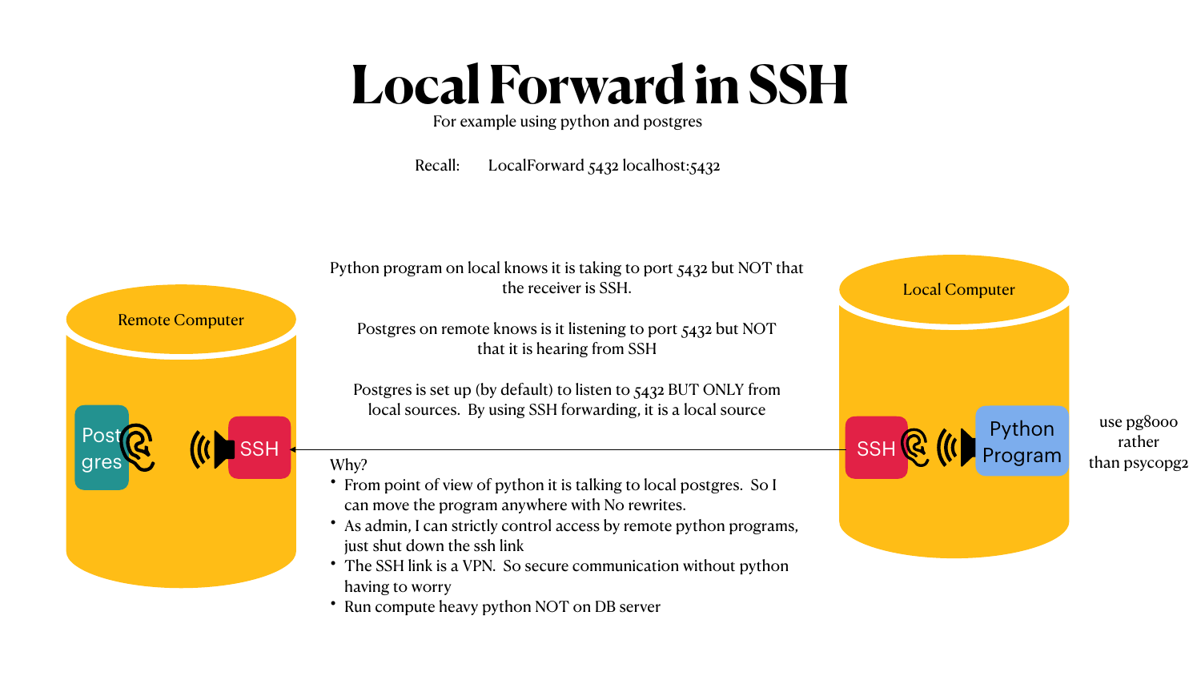# Local Forward in SSH

For example using python and postgres

Recall: LocalForward 5432 localhost:5432

Remote Computer

Post gres

SSH

Python program on local knows it is taking to port 5432 but NOT that the receiver is SSH.

Postgres on remote knows is it listening to port 5432 but NOT that it is hearing from SSH

Postgres is set up (by default) to listen to 5432 BUT ONLY from local sources. By using SSH forwarding, it is a local source

Why?

- From point of view of python it is talking to local postgres. So I can move the program anywhere with No rewrites.
- As admin, I can strictly control access by remote python programs, just shut down the ssh link
- The SSH link is a VPN. So secure communication without python having to worry
- Run compute heavy python NOT on DB server

Local Computer

SSH

Python Program

use pg8000 rather than psycopg2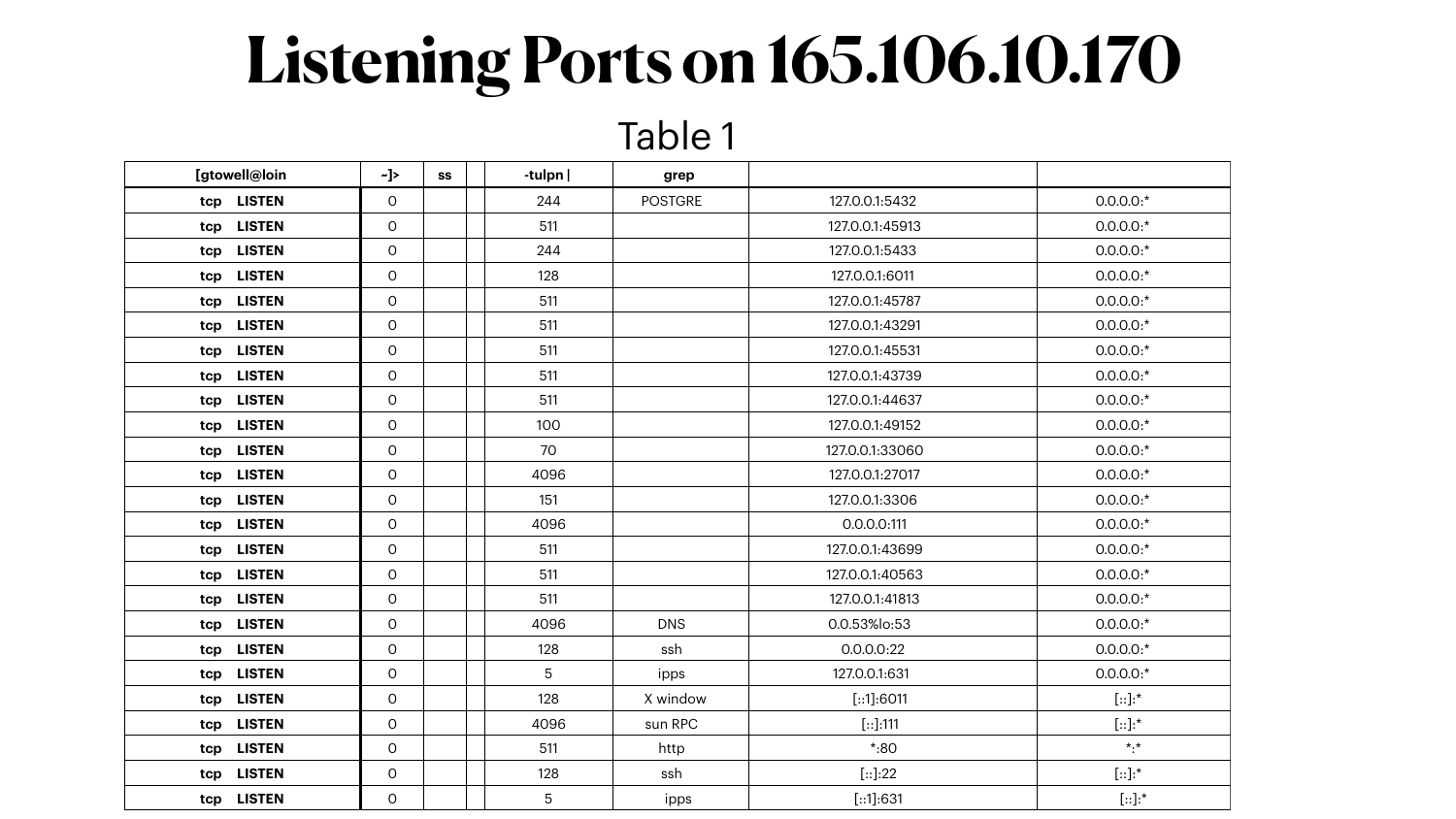# Listening Ports on 165.106.10.170

Table 1

| [gtowell@loin | ~]> | ss | | -tulpn \| | grep | | |
|---|---|---|---|---|---|---|---|
| **tcp LISTEN** | 0 | | | 244 | POSTGRE | 127.0.0.1:5432 | 0.0.0.0:* |
| **tcp LISTEN** | 0 | | | 511 | | 127.0.0.1:45913 | 0.0.0.0:* |
| **tcp LISTEN** | 0 | | | 244 | | 127.0.0.1:5433 | 0.0.0.0:* |
| **tcp LISTEN** | 0 | | | 128 | | 127.0.0.1:6011 | 0.0.0.0:* |
| **tcp LISTEN** | 0 | | | 511 | | 127.0.0.1:45787 | 0.0.0.0:* |
| **tcp LISTEN** | 0 | | | 511 | | 127.0.0.1:43291 | 0.0.0.0:* |
| **tcp LISTEN** | 0 | | | 511 | | 127.0.0.1:45531 | 0.0.0.0:* |
| **tcp LISTEN** | 0 | | | 511 | | 127.0.0.1:43739 | 0.0.0.0:* |
| **tcp LISTEN** | 0 | | | 511 | | 127.0.0.1:44637 | 0.0.0.0:* |
| **tcp LISTEN** | 0 | | | 100 | | 127.0.0.1:49152 | 0.0.0.0:* |
| **tcp LISTEN** | 0 | | | 70 | | 127.0.0.1:33060 | 0.0.0.0:* |
| **tcp LISTEN** | 0 | | | 4096 | | 127.0.0.1:27017 | 0.0.0.0:* |
| **tcp LISTEN** | 0 | | | 151 | | 127.0.0.1:3306 | 0.0.0.0:* |
| **tcp LISTEN** | 0 | | | 4096 | | 0.0.0.0:111 | 0.0.0.0:* |
| **tcp LISTEN** | 0 | | | 511 | | 127.0.0.1:43699 | 0.0.0.0:* |
| **tcp LISTEN** | 0 | | | 511 | | 127.0.0.1:40563 | 0.0.0.0:* |
| **tcp LISTEN** | 0 | | | 511 | | 127.0.0.1:41813 | 0.0.0.0:* |
| **tcp LISTEN** | 0 | | | 4096 | DNS | 0.0.53%lo:53 | 0.0.0.0:* |
| **tcp LISTEN** | 0 | | | 128 | ssh | 0.0.0.0:22 | 0.0.0.0:* |
| **tcp LISTEN** | 0 | | | 5 | ipps | 127.0.0.1:631 | 0.0.0.0:* |
| **tcp LISTEN** | 0 | | | 128 | X window | [::1]:6011 | [::]:* |
| **tcp LISTEN** | 0 | | | 4096 | sun RPC | [::]:111 | [::]:* |
| **tcp LISTEN** | 0 | | | 511 | http | *:80 | *:* |
| **tcp LISTEN** | 0 | | | 128 | ssh | [::]:22 | [::]:* |
| **tcp LISTEN** | 0 | | | 5 | ipps | [::1]:631 | [::]:* |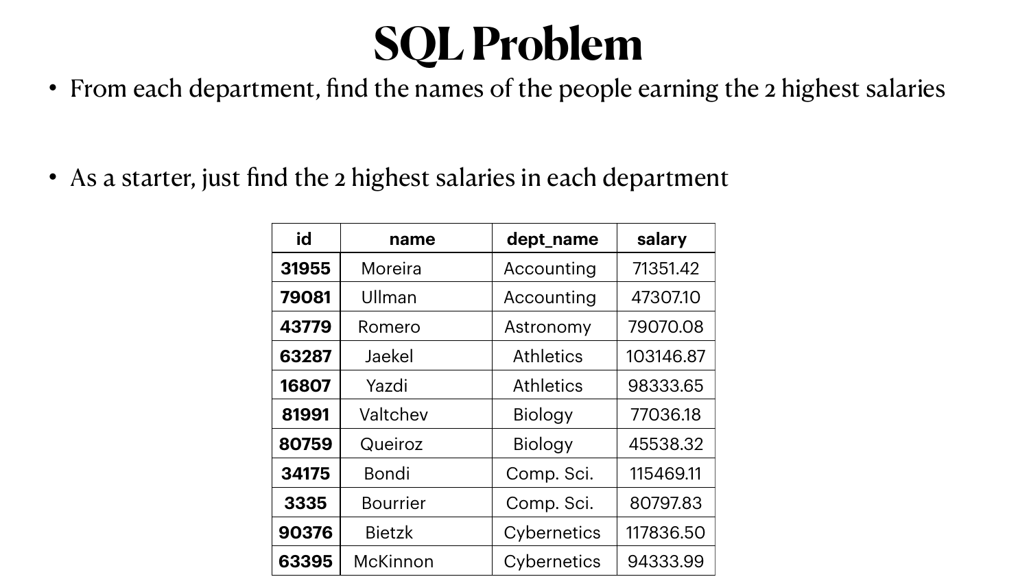# SQL Problem

- From each department, find the names of the people earning the 2 highest salaries

- As a starter, just find the 2 highest salaries in each department

| id | name | dept_name | salary |
|---|---|---|---|
| 31955 | Moreira | Accounting | 71351.42 |
| 79081 | Ullman | Accounting | 47307.10 |
| 43779 | Romero | Astronomy | 79070.08 |
| 63287 | Jaekel | Athletics | 103146.87 |
| 16807 | Yazdi | Athletics | 98333.65 |
| 81991 | Valtchev | Biology | 77036.18 |
| 80759 | Queiroz | Biology | 45538.32 |
| 34175 | Bondi | Comp. Sci. | 115469.11 |
| 3335 | Bourrier | Comp. Sci. | 80797.83 |
| 90376 | Bietzk | Cybernetics | 117836.50 |
| 63395 | McKinnon | Cybernetics | 94333.99 |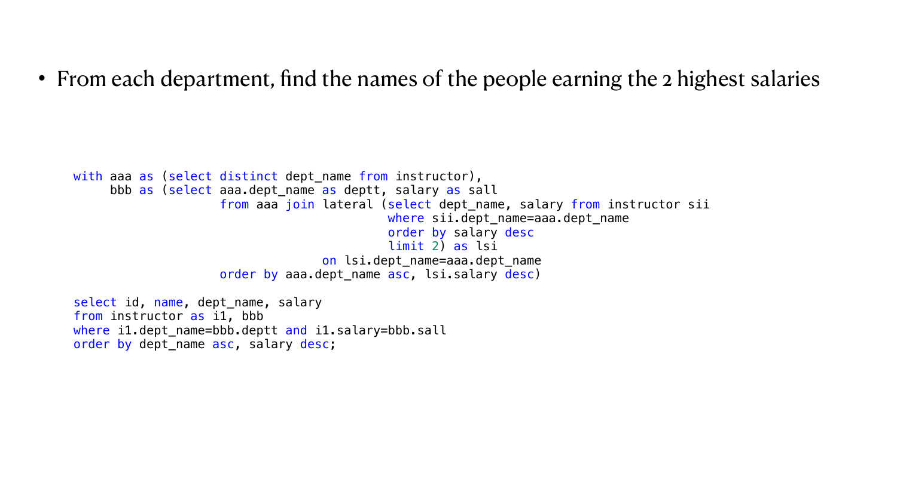- From each department, find the names of the people earning the 2 highest salaries

```
with aaa as (select distinct dept_name from instructor),
     bbb as (select aaa.dept_name as deptt, salary as sall
               from aaa join lateral (select dept_name, salary from instructor sii
                                       where sii.dept_name=aaa.dept_name
                                       order by salary desc
                                       limit 2) as lsi
                             on lsi.dept_name=aaa.dept_name
               order by aaa.dept_name asc, lsi.salary desc)

select id, name, dept_name, salary
from instructor as i1, bbb
where i1.dept_name=bbb.deptt and i1.salary=bbb.sall
order by dept_name asc, salary desc;
```